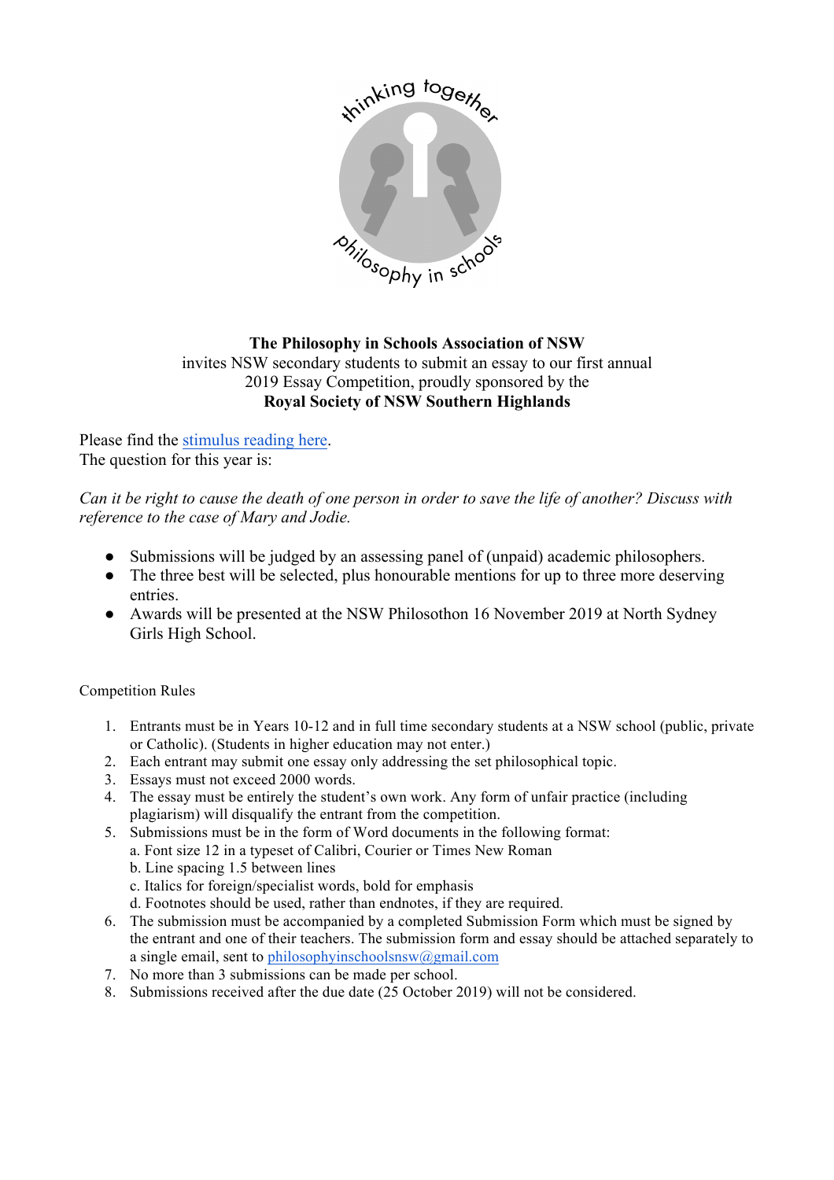thinking together

philosophy in schools

**The Philosophy in Schools Association of NSW**
invites NSW secondary students to submit an essay to our first annual
2019 Essay Competition, proudly sponsored by the
**Royal Society of NSW Southern Highlands**

Please find the [stimulus reading here](#).
The question for this year is:

*Can it be right to cause the death of one person in order to save the life of another? Discuss with reference to the case of Mary and Jodie.*

- Submissions will be judged by an assessing panel of (unpaid) academic philosophers.
- The three best will be selected, plus honourable mentions for up to three more deserving entries.
- Awards will be presented at the NSW Philosothon 16 November 2019 at North Sydney Girls High School.

Competition Rules

1. Entrants must be in Years 10-12 and in full time secondary students at a NSW school (public, private or Catholic). (Students in higher education may not enter.)
2. Each entrant may submit one essay only addressing the set philosophical topic.
3. Essays must not exceed 2000 words.
4. The essay must be entirely the student's own work. Any form of unfair practice (including plagiarism) will disqualify the entrant from the competition.
5. Submissions must be in the form of Word documents in the following format:
   a. Font size 12 in a typeset of Calibri, Courier or Times New Roman
   b. Line spacing 1.5 between lines
   c. Italics for foreign/specialist words, bold for emphasis
   d. Footnotes should be used, rather than endnotes, if they are required.
6. The submission must be accompanied by a completed Submission Form which must be signed by the entrant and one of their teachers. The submission form and essay should be attached separately to a single email, sent to [philosophyinschoolsnsw@gmail.com](mailto:philosophyinschoolsnsw@gmail.com)
7. No more than 3 submissions can be made per school.
8. Submissions received after the due date (25 October 2019) will not be considered.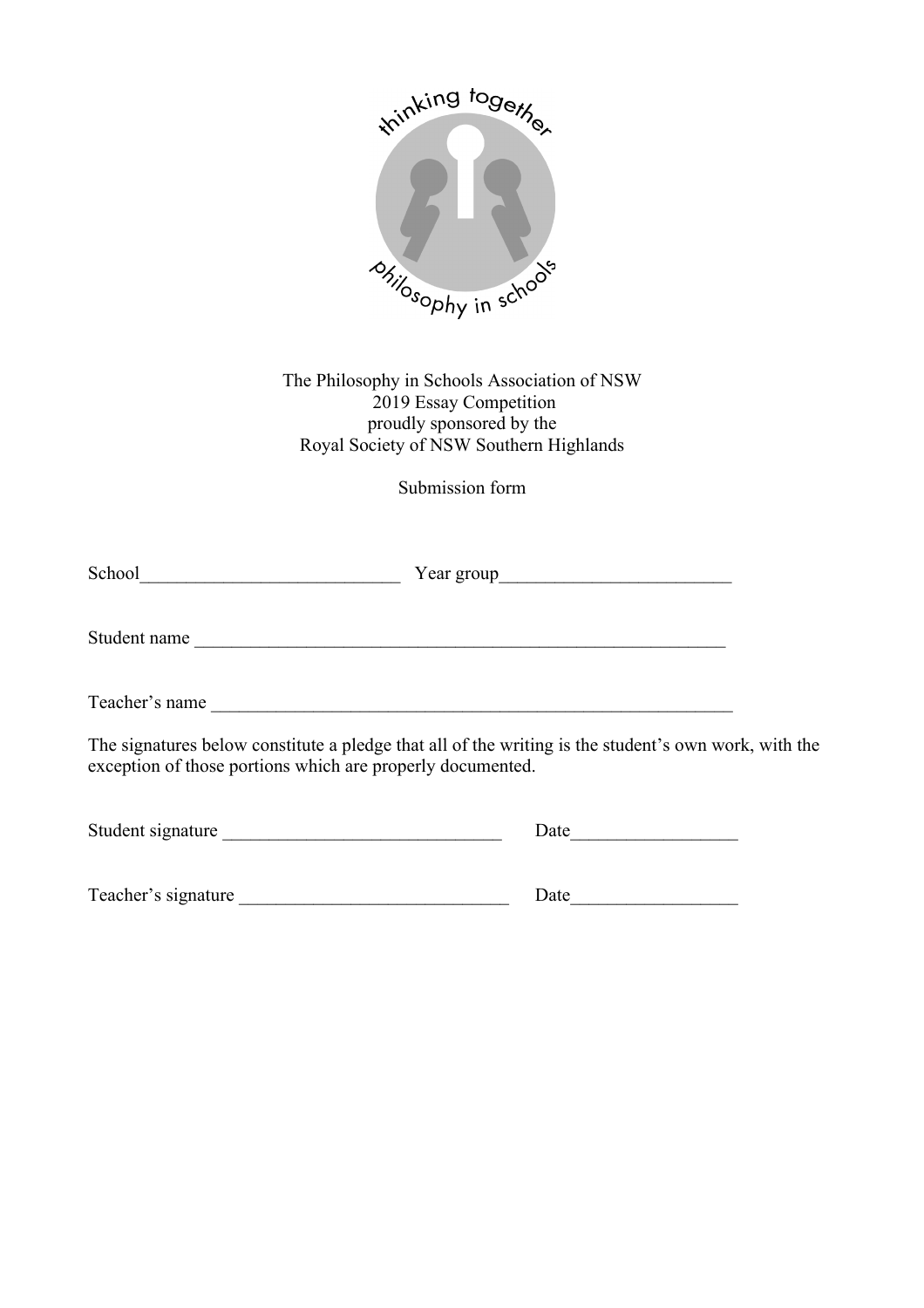thinking together

philosophy in schools

The Philosophy in Schools Association of NSW
2019 Essay Competition
proudly sponsored by the
Royal Society of NSW Southern Highlands

Submission form

School____________________________ Year group_________________________

Student name ___________________________________________________________

Teacher's name __________________________________________________________

The signatures below constitute a pledge that all of the writing is the student's own work, with the exception of those portions which are properly documented.

Student signature ______________________________ Date__________________

Teacher's signature _____________________________ Date__________________